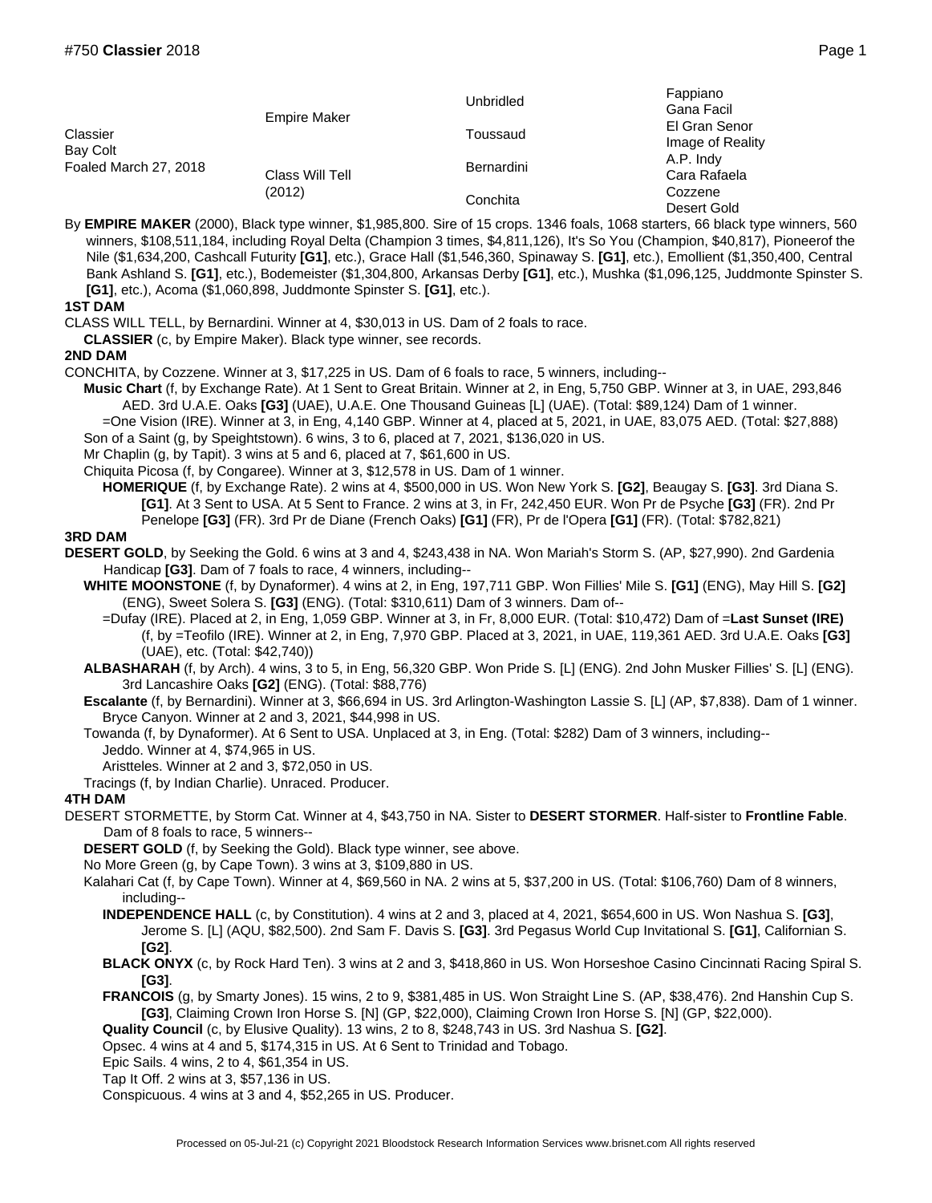| | | | |
|---|---|---|---|
| Classier | Empire Maker | Unbridled | Fappiano |
| Bay Colt | | | Gana Facil |
| Foaled March 27, 2018 | | Toussaud | El Gran Senor |
| | | | Image of Reality |
| | Class Will Tell (2012) | Bernardini | A.P. Indy |
| | | | Cara Rafaela |
| | | Conchita | Cozzene |
| | | | Desert Gold |

By **EMPIRE MAKER** (2000), Black type winner, $1,985,800. Sire of 15 crops. 1346 foals, 1068 starters, 66 black type winners, 560 winners, $108,511,184, including Royal Delta (Champion 3 times, $4,811,126), It's So You (Champion, $40,817), Pioneerof the Nile ($1,634,200, Cashcall Futurity **[G1]**, etc.), Grace Hall ($1,546,360, Spinaway S. **[G1]**, etc.), Emollient ($1,350,400, Central Bank Ashland S. **[G1]**, etc.), Bodemeister ($1,304,800, Arkansas Derby **[G1]**, etc.), Mushka ($1,096,125, Juddmonte Spinster S. **[G1]**, etc.), Acoma ($1,060,898, Juddmonte Spinster S. **[G1]**, etc.).

**1ST DAM**

CLASS WILL TELL, by Bernardini. Winner at 4, $30,013 in US. Dam of 2 foals to race.

- **CLASSIER** (c, by Empire Maker). Black type winner, see records.

**2ND DAM**

CONCHITA, by Cozzene. Winner at 3, $17,225 in US. Dam of 6 foals to race, 5 winners, including--

- **Music Chart** (f, by Exchange Rate). At 1 Sent to Great Britain. Winner at 2, in Eng, 5,750 GBP. Winner at 3, in UAE, 293,846 AED. 3rd U.A.E. Oaks **[G3]** (UAE), U.A.E. One Thousand Guineas [L] (UAE). (Total: $89,124) Dam of 1 winner.
  - =One Vision (IRE). Winner at 3, in Eng, 4,140 GBP. Winner at 4, placed at 5, 2021, in UAE, 83,075 AED. (Total: $27,888)
- Son of a Saint (g, by Speightstown). 6 wins, 3 to 6, placed at 7, 2021, $136,020 in US.
- Mr Chaplin (g, by Tapit). 3 wins at 5 and 6, placed at 7, $61,600 in US.
- Chiquita Picosa (f, by Congaree). Winner at 3, $12,578 in US. Dam of 1 winner.
  - **HOMERIQUE** (f, by Exchange Rate). 2 wins at 4, $500,000 in US. Won New York S. **[G2]**, Beaugay S. **[G3]**. 3rd Diana S. **[G1]**. At 3 Sent to USA. At 5 Sent to France. 2 wins at 3, in Fr, 242,450 EUR. Won Pr de Psyche **[G3]** (FR). 2nd Pr Penelope **[G3]** (FR). 3rd Pr de Diane (French Oaks) **[G1]** (FR), Pr de l'Opera **[G1]** (FR). (Total: $782,821)

**3RD DAM**

**DESERT GOLD**, by Seeking the Gold. 6 wins at 3 and 4, $243,438 in NA. Won Mariah's Storm S. (AP, $27,990). 2nd Gardenia Handicap **[G3]**. Dam of 7 foals to race, 4 winners, including--

- **WHITE MOONSTONE** (f, by Dynaformer). 4 wins at 2, in Eng, 197,711 GBP. Won Fillies' Mile S. **[G1]** (ENG), May Hill S. **[G2]** (ENG), Sweet Solera S. **[G3]** (ENG). (Total: $310,611) Dam of 3 winners. Dam of--
  - =Dufay (IRE). Placed at 2, in Eng, 1,059 GBP. Winner at 3, in Fr, 8,000 EUR. (Total: $10,472) Dam of =**Last Sunset (IRE)** (f, by =Teofilo (IRE). Winner at 2, in Eng, 7,970 GBP. Placed at 3, 2021, in UAE, 119,361 AED. 3rd U.A.E. Oaks **[G3]** (UAE), etc. (Total: $42,740))
- **ALBASHARAH** (f, by Arch). 4 wins, 3 to 5, in Eng, 56,320 GBP. Won Pride S. [L] (ENG). 2nd John Musker Fillies' S. [L] (ENG). 3rd Lancashire Oaks **[G2]** (ENG). (Total: $88,776)
- **Escalante** (f, by Bernardini). Winner at 3, $66,694 in US. 3rd Arlington-Washington Lassie S. [L] (AP, $7,838). Dam of 1 winner.
  - Bryce Canyon. Winner at 2 and 3, 2021, $44,998 in US.
- Towanda (f, by Dynaformer). At 6 Sent to USA. Unplaced at 3, in Eng. (Total: $282) Dam of 3 winners, including--
  - Jeddo. Winner at 4, $74,965 in US.
  - Aristteles. Winner at 2 and 3, $72,050 in US.
- Tracings (f, by Indian Charlie). Unraced. Producer.

**4TH DAM**

DESERT STORMETTE, by Storm Cat. Winner at 4, $43,750 in NA. Sister to **DESERT STORMER**. Half-sister to **Frontline Fable**. Dam of 8 foals to race, 5 winners--

- **DESERT GOLD** (f, by Seeking the Gold). Black type winner, see above.
- No More Green (g, by Cape Town). 3 wins at 3, $109,880 in US.
- Kalahari Cat (f, by Cape Town). Winner at 4, $69,560 in NA. 2 wins at 5, $37,200 in US. (Total: $106,760) Dam of 8 winners, including--
  - **INDEPENDENCE HALL** (c, by Constitution). 4 wins at 2 and 3, placed at 4, 2021, $654,600 in US. Won Nashua S. **[G3]**, Jerome S. [L] (AQU, $82,500). 2nd Sam F. Davis S. **[G3]**. 3rd Pegasus World Cup Invitational S. **[G1]**, Californian S. **[G2]**.
  - **BLACK ONYX** (c, by Rock Hard Ten). 3 wins at 2 and 3, $418,860 in US. Won Horseshoe Casino Cincinnati Racing Spiral S. **[G3]**.
  - **FRANCOIS** (g, by Smarty Jones). 15 wins, 2 to 9, $381,485 in US. Won Straight Line S. (AP, $38,476). 2nd Hanshin Cup S. **[G3]**, Claiming Crown Iron Horse S. [N] (GP, $22,000), Claiming Crown Iron Horse S. [N] (GP, $22,000).
  - **Quality Council** (c, by Elusive Quality). 13 wins, 2 to 8, $248,743 in US. 3rd Nashua S. **[G2]**.
  - Opsec. 4 wins at 4 and 5, $174,315 in US. At 6 Sent to Trinidad and Tobago.
  - Epic Sails. 4 wins, 2 to 4, $61,354 in US.
  - Tap It Off. 2 wins at 3, $57,136 in US.
  - Conspicuous. 4 wins at 3 and 4, $52,265 in US. Producer.

Processed on 05-Jul-21 (c) Copyright 2021 Bloodstock Research Information Services www.brisnet.com All rights reserved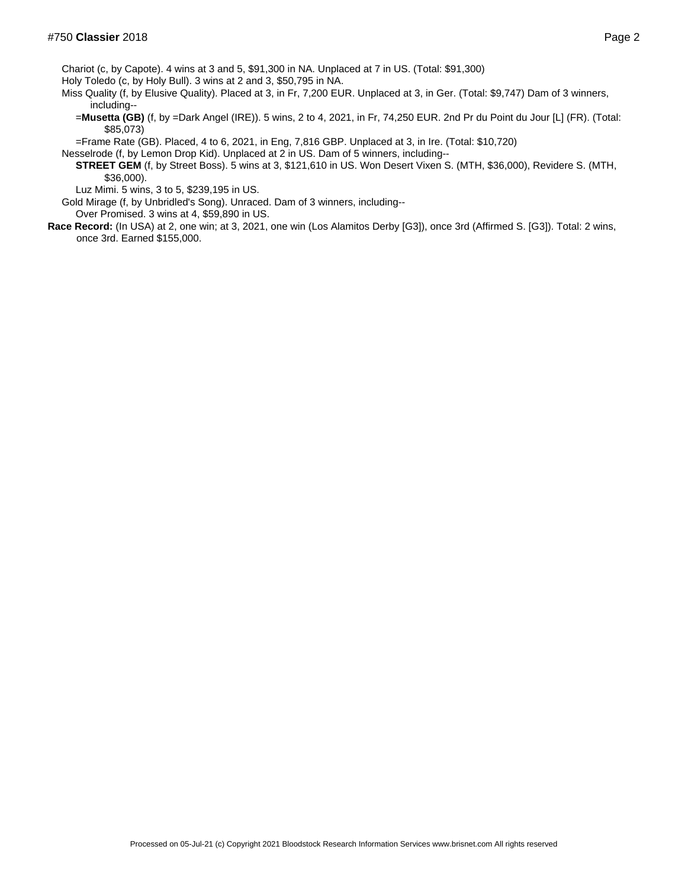Chariot (c, by Capote). 4 wins at 3 and 5, $91,300 in NA. Unplaced at 7 in US. (Total: $91,300)

Holy Toledo (c, by Holy Bull). 3 wins at 2 and 3, $50,795 in NA.

Miss Quality (f, by Elusive Quality). Placed at 3, in Fr, 7,200 EUR. Unplaced at 3, in Ger. (Total: $9,747) Dam of 3 winners, including--

=**Musetta (GB)** (f, by =Dark Angel (IRE)). 5 wins, 2 to 4, 2021, in Fr, 74,250 EUR. 2nd Pr du Point du Jour [L] (FR). (Total: $85,073)

=Frame Rate (GB). Placed, 4 to 6, 2021, in Eng, 7,816 GBP. Unplaced at 3, in Ire. (Total: $10,720)

Nesselrode (f, by Lemon Drop Kid). Unplaced at 2 in US. Dam of 5 winners, including--

**STREET GEM** (f, by Street Boss). 5 wins at 3, $121,610 in US. Won Desert Vixen S. (MTH, $36,000), Revidere S. (MTH, $36,000).

Luz Mimi. 5 wins, 3 to 5, $239,195 in US.

Gold Mirage (f, by Unbridled's Song). Unraced. Dam of 3 winners, including--

Over Promised. 3 wins at 4, $59,890 in US.

**Race Record:** (In USA) at 2, one win; at 3, 2021, one win (Los Alamitos Derby [G3]), once 3rd (Affirmed S. [G3]). Total: 2 wins, once 3rd. Earned $155,000.